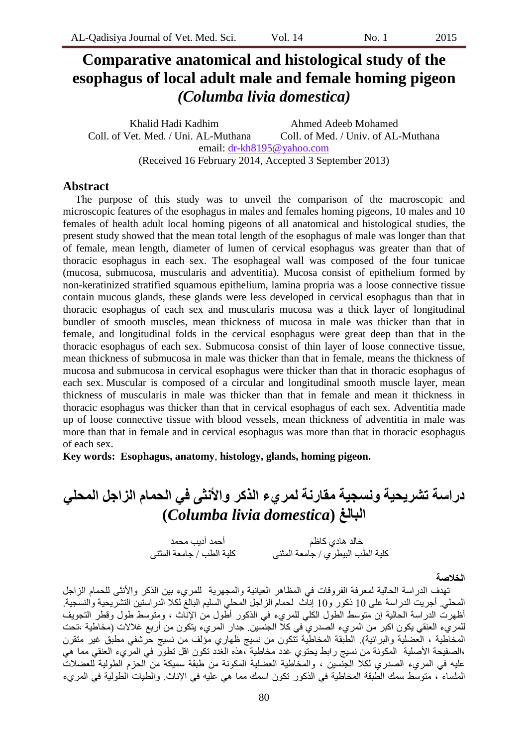# Comparative anatomical and histological study of the esophagus of local adult male and female homing pigeon *(Columba livia domestica)*

Khalid Hadi Kadhim — Coll. of Vet. Med. / Uni. AL-Muthana

Ahmed Adeeb Mohamed — Coll. of Med. / Univ. of AL-Muthana

email: dr-kh8195@yahoo.com

(Received 16 February 2014, Accepted 3 September 2013)

## Abstract

The purpose of this study was to unveil the comparison of the macroscopic and microscopic features of the esophagus in males and females homing pigeons, 10 males and 10 females of health adult local homing pigeons of all anatomical and histological studies, the present study showed that the mean total length of the esophagus of male was longer than that of female, mean length, diameter of lumen of cervical esophagus was greater than that of thoracic esophagus in each sex. The esophageal wall was composed of the four tunicae (mucosa, submucosa, muscularis and adventitia). Mucosa consist of epithelium formed by non-keratinized stratified squamous epithelium, lamina propria was a loose connective tissue contain mucous glands, these glands were less developed in cervical esophagus than that in thoracic esophagus of each sex and muscularis mucosa was a thick layer of longitudinal bundler of smooth muscles, mean thickness of mucosa in male was thicker than that in female, and longitudinal folds in the cervical esophagus were great deep than that in the thoracic esophagus of each sex. Submucosa consist of thin layer of loose connective tissue, mean thickness of submucosa in male was thicker than that in female, means the thickness of mucosa and submucosa in cervical esophagus were thicker than that in thoracic esophagus of each sex. Muscular is composed of a circular and longitudinal smooth muscle layer, mean thickness of muscularis in male was thicker than that in female and mean it thickness in thoracic esophagus was thicker than that in cervical esophagus of each sex. Adventitia made up of loose connective tissue with blood vessels, mean thickness of adventitia in male was more than that in female and in cervical esophagus was more than that in thoracic esophagus of each sex.

**Key words: Esophagus, anatomy, histology, glands, homing pigeon.**

# دراسة تشريحية ونسجية مقارنة لمريء الذكر والأنثى في الحمام الزاجل المحلي البالغ (*Columba livia domestica*)

خالد هادي كاظم — كلية الطب البيطري / جامعة المثنى

أحمد أديب محمد — كلية الطب / جامعة المثنى

**الخلاصة**

تهدف الدراسة الحالية لمعرفة الفروقات في المظاهر العيانية والمجهرية للمريء بين الذكر والأنثى للحمام الزاجل المحلي. أجريت الدراسة على 10 ذكور و10 إناث لحمام الزاجل المحلي السليم البالغ لكلا الدراستين التشريحية والنسجية. أظهرت الدراسة الحالية إن متوسط الطول الكلي للمريء في الذكور أطول من الإناث ، ومتوسط طول وقطر التجويف للمريء العنقي يكون اكبر من المريء الصدري في كلا الجنسين. جدار المريء يتكون من أربع غلالات (مخاطية ،تحت المخاطية ، العضلية والبرانية). الطبقة المخاطية تتكون من نسيج ظهاري مؤلف من نسيج حرشفي مطبق غير متقرن ،الصفيحة الأصلية المكونة من نسيج رابط يحتوي غدد مخاطية ،هذه الغدد تكون اقل تطور في المريء العنقي مما هي عليه في المريء الصدري لكلا الجنسين ، والمخاطية العضلية المكونة من طبقة سميكة من الحزم الطولية للعضلات الملساء ، متوسط سمك الطبقة المخاطية في الذكور تكون اسمك مما هي عليه في الإناث. والطيات الطولية في المريء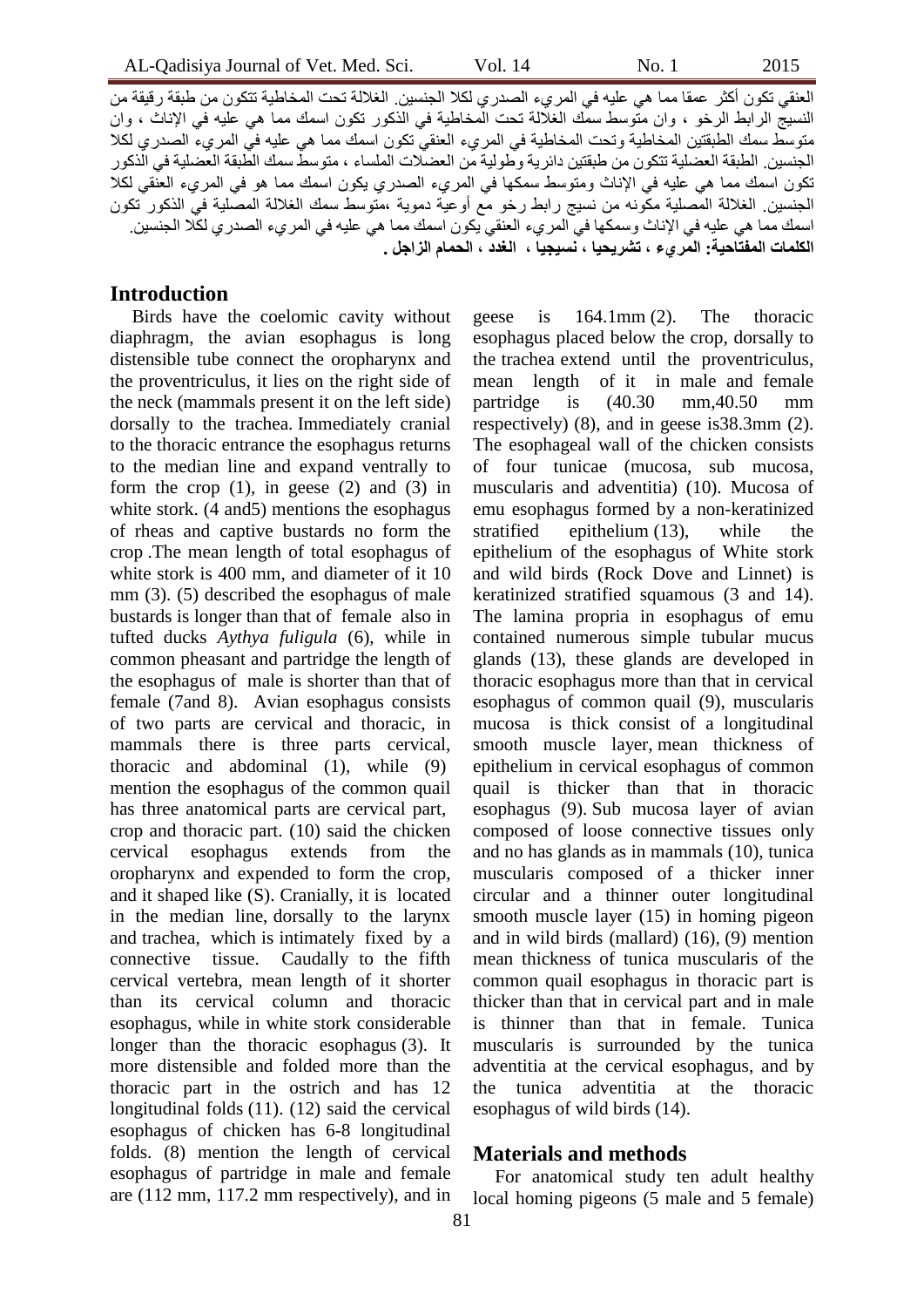العنقي تكون أكثر عمقا مما هي عليه في المريء الصدري لكلا الجنسين. الغلالة تحت المخاطية تتكون من طبقة رقيقة من النسيج الرابط الرخو ، وان متوسط سمك الغلالة تحت المخاطية في الذكور تكون اسمك مما هي عليه في الإناث ، وان متوسط سمك الطبقتين المخاطية وتحت المخاطية في المريء العنقي تكون اسمك مما هي عليه في المريء الصدري لكلا الجنسين. الطبقة العضلية تتكون من طبقتين دائرية وطولية من العضلات الملساء ، متوسط سمك الطبقة العضلية في الذكور تكون اسمك مما هي عليه في الإناث ومتوسط سمكها في المريء الصدري يكون اسمك مما هو في المريء العنقي لكلا الجنسين. الغلالة المصلية مكونه من نسيج رابط رخو مع أوعية دموية ،متوسط سمك الغلالة المصلية في الذكور تكون اسمك مما هي عليه في الإناث وسمكها في المريء العنقي يكون اسمك مما هي عليه في المريء الصدري لكلا الجنسين.

**الكلمات المفتاحية: المريء ، تشريحيا ، نسيجيا ، الغدد ، الحمام الزاجل .**

## Introduction

Birds have the coelomic cavity without diaphragm, the avian esophagus is long distensible tube connect the oropharynx and the proventriculus, it lies on the right side of the neck (mammals present it on the left side) dorsally to the trachea. Immediately cranial to the thoracic entrance the esophagus returns to the median line and expand ventrally to form the crop (1), in geese (2) and (3) in white stork. (4 and5) mentions the esophagus of rheas and captive bustards no form the crop .The mean length of total esophagus of white stork is 400 mm, and diameter of it 10 mm (3). (5) described the esophagus of male bustards is longer than that of female also in tufted ducks *Aythya fuligula* (6), while in common pheasant and partridge the length of the esophagus of male is shorter than that of female (7and 8). Avian esophagus consists of two parts are cervical and thoracic, in mammals there is three parts cervical, thoracic and abdominal (1), while (9) mention the esophagus of the common quail has three anatomical parts are cervical part, crop and thoracic part. (10) said the chicken cervical esophagus extends from the oropharynx and expended to form the crop, and it shaped like (S). Cranially, it is located in the median line, dorsally to the larynx and trachea, which is intimately fixed by a connective tissue. Caudally to the fifth cervical vertebra, mean length of it shorter than its cervical column and thoracic esophagus, while in white stork considerable longer than the thoracic esophagus (3). It more distensible and folded more than the thoracic part in the ostrich and has 12 longitudinal folds (11). (12) said the cervical esophagus of chicken has 6-8 longitudinal folds. (8) mention the length of cervical esophagus of partridge in male and female are (112 mm, 117.2 mm respectively), and in geese is 164.1mm (2). The thoracic esophagus placed below the crop, dorsally to the trachea extend until the proventriculus, mean length of it in male and female partridge is (40.30 mm,40.50 mm respectively) (8), and in geese is38.3mm (2). The esophageal wall of the chicken consists of four tunicae (mucosa, sub mucosa, muscularis and adventitia) (10). Mucosa of emu esophagus formed by a non-keratinized stratified epithelium (13), while the epithelium of the esophagus of White stork and wild birds (Rock Dove and Linnet) is keratinized stratified squamous (3 and 14). The lamina propria in esophagus of emu contained numerous simple tubular mucus glands (13), these glands are developed in thoracic esophagus more than that in cervical esophagus of common quail (9), muscularis mucosa is thick consist of a longitudinal smooth muscle layer, mean thickness of epithelium in cervical esophagus of common quail is thicker than that in thoracic esophagus (9). Sub mucosa layer of avian composed of loose connective tissues only and no has glands as in mammals (10), tunica muscularis composed of a thicker inner circular and a thinner outer longitudinal smooth muscle layer (15) in homing pigeon and in wild birds (mallard) (16), (9) mention mean thickness of tunica muscularis of the common quail esophagus in thoracic part is thicker than that in cervical part and in male is thinner than that in female. Tunica muscularis is surrounded by the tunica adventitia at the cervical esophagus, and by the tunica adventitia at the thoracic esophagus of wild birds (14).

## Materials and methods

For anatomical study ten adult healthy local homing pigeons (5 male and 5 female)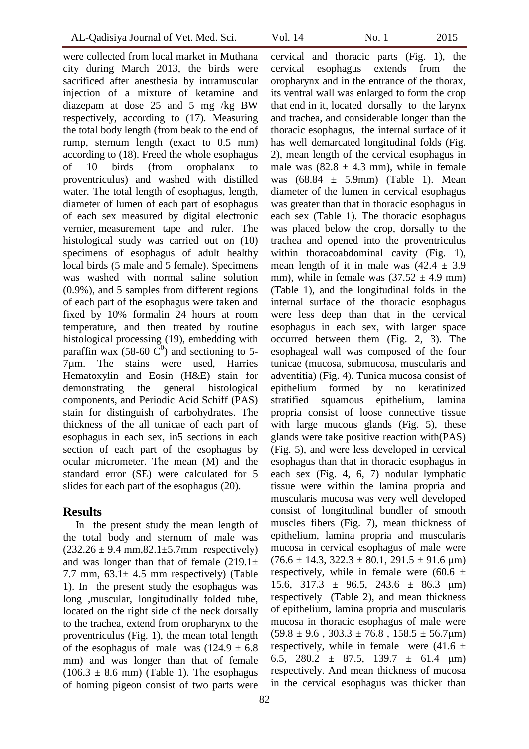were collected from local market in Muthana city during March 2013, the birds were sacrificed after anesthesia by intramuscular injection of a mixture of ketamine and diazepam at dose 25 and 5 mg /kg BW respectively, according to (17). Measuring the total body length (from beak to the end of rump, sternum length (exact to 0.5 mm) according to (18). Freed the whole esophagus of 10 birds (from orophalanx to proventriculus) and washed with distilled water. The total length of esophagus, length, diameter of lumen of each part of esophagus of each sex measured by digital electronic vernier, measurement tape and ruler. The histological study was carried out on (10) specimens of esophagus of adult healthy local birds (5 male and 5 female). Specimens was washed with normal saline solution (0.9%), and 5 samples from different regions of each part of the esophagus were taken and fixed by 10% formalin 24 hours at room temperature, and then treated by routine histological processing (19), embedding with paraffin wax (58-60 $C^0$) and sectioning to 5-7µm. The stains were used, Harries Hematoxylin and Eosin (H&E) stain for demonstrating the general histological components, and Periodic Acid Schiff (PAS) stain for distinguish of carbohydrates. The thickness of the all tunicae of each part of esophagus in each sex, in5 sections in each section of each part of the esophagus by ocular micrometer. The mean (M) and the standard error (SE) were calculated for 5 slides for each part of the esophagus (20).

## Results

In the present study the mean length of the total body and sternum of male was (232.26 ± 9.4 mm,82.1±5.7mm respectively) and was longer than that of female (219.1± 7.7 mm, 63.1± 4.5 mm respectively) (Table 1). In the present study the esophagus was long ,muscular, longitudinally folded tube, located on the right side of the neck dorsally to the trachea, extend from oropharynx to the proventriculus (Fig. 1), the mean total length of the esophagus of male was (124.9 ± 6.8 mm) and was longer than that of female (106.3 ± 8.6 mm) (Table 1). The esophagus of homing pigeon consist of two parts were cervical and thoracic parts (Fig. 1), the cervical esophagus extends from the oropharynx and in the entrance of the thorax, its ventral wall was enlarged to form the crop that end in it, located dorsally to the larynx and trachea, and considerable longer than the thoracic esophagus, the internal surface of it has well demarcated longitudinal folds (Fig. 2), mean length of the cervical esophagus in male was (82.8 ± 4.3 mm), while in female was (68.84 ± 5.9mm) (Table 1). Mean diameter of the lumen in cervical esophagus was greater than that in thoracic esophagus in each sex (Table 1). The thoracic esophagus was placed below the crop, dorsally to the trachea and opened into the proventriculus within thoracoabdominal cavity (Fig. 1), mean length of it in male was (42.4 ± 3.9 mm), while in female was (37.52 ± 4.9 mm) (Table 1), and the longitudinal folds in the internal surface of the thoracic esophagus were less deep than that in the cervical esophagus in each sex, with larger space occurred between them (Fig. 2, 3). The esophageal wall was composed of the four tunicae (mucosa, submucosa, muscularis and adventitia) (Fig. 4). Tunica mucosa consist of epithelium formed by no keratinized stratified squamous epithelium, lamina propria consist of loose connective tissue with large mucous glands (Fig. 5), these glands were take positive reaction with(PAS) (Fig. 5), and were less developed in cervical esophagus than that in thoracic esophagus in each sex (Fig. 4, 6, 7) nodular lymphatic tissue were within the lamina propria and muscularis mucosa was very well developed consist of longitudinal bundler of smooth muscles fibers (Fig. 7), mean thickness of epithelium, lamina propria and muscularis mucosa in cervical esophagus of male were (76.6 ± 14.3, 322.3 ± 80.1, 291.5 ± 91.6 μm) respectively, while in female were (60.6 ± 15.6, 317.3 ± 96.5, 243.6 ± 86.3 μm) respectively (Table 2), and mean thickness of epithelium, lamina propria and muscularis mucosa in thoracic esophagus of male were (59.8 ± 9.6 , 303.3 ± 76.8 , 158.5 ± 56.7μm) respectively, while in female were (41.6 ± 6.5, 280.2 ± 87.5, 139.7 ± 61.4 μm) respectively. And mean thickness of mucosa in the cervical esophagus was thicker than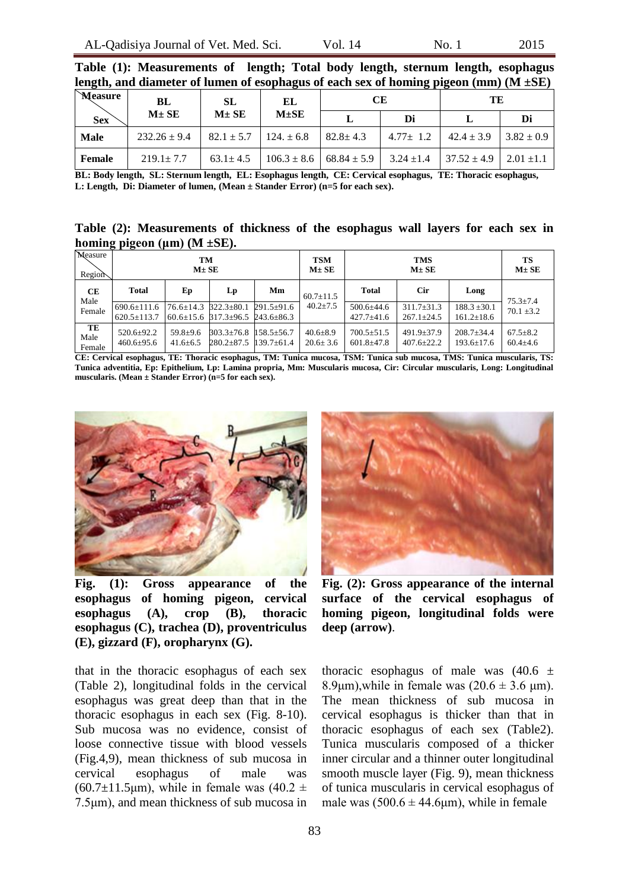**Table (1): Measurements of length; Total body length, sternum length, esophagus length, and diameter of lumen of esophagus of each sex of homing pigeon (mm) (M ±SE)**

| Measure / Sex | BL M± SE | SL M± SE | EL M±SE | CE | | TE | |
|---|---|---|---|---|---|---|---|
| | | | | L | Di | L | Di |
| **Male** | 232.26 ± 9.4 | 82.1 ± 5.7 | 124. ± 6.8 | 82.8± 4.3 | 4.77± 1.2 | 42.4 ± 3.9 | 3.82 ± 0.9 |
| **Female** | 219.1± 7.7 | 63.1± 4.5 | 106.3 ± 8.6 | 68.84 ± 5.9 | 3.24 ±1.4 | 37.52 ± 4.9 | 2.01 ±1.1 |

**BL: Body length, SL: Sternum length, EL: Esophagus length, CE: Cervical esophagus, TE: Thoracic esophagus, L: Length, Di: Diameter of lumen, (Mean ± Stander Error) (n=5 for each sex).**

**Table (2): Measurements of thickness of the esophagus wall layers for each sex in homing pigeon (μm) (M ±SE).**

| Measure / Region | TM M± SE | | | | TSM M± SE | TMS M± SE | | | TS M± SE |
|---|---|---|---|---|---|---|---|---|---|
| | Total | Ep | Lp | Mm | | Total | Cir | Long | |
| **CE** Male | 690.6±111.6 | 76.6±14.3 | 322.3±80.1 | 291.5±91.6 | 60.7±11.5 | 500.6±44.6 | 311.7±31.3 | 188.3 ±30.1 | 75.3±7.4 |
| Female | 620.5±113.7 | 60.6±15.6 | 317.3±96.5 | 243.6±86.3 | 40.2±7.5 | 427.7±41.6 | 267.1±24.5 | 161.2±18.6 | 70.1 ±3.2 |
| **TE** Male | 520.6±92.2 | 59.8±9.6 | 303.3±76.8 | 158.5±56.7 | 40.6±8.9 | 700.5±51.5 | 491.9±37.9 | 208.7±34.4 | 67.5±8.2 |
| Female | 460.6±95.6 | 41.6±6.5 | 280.2±87.5 | 139.7±61.4 | 20.6± 3.6 | 601.8±47.8 | 407.6±22.2 | 193.6±17.6 | 60.4±4.6 |

**CE: Cervical esophagus, TE: Thoracic esophagus, TM: Tunica mucosa, TSM: Tunica sub mucosa, TMS: Tunica muscularis, TS: Tunica adventitia, Ep: Epithelium, Lp: Lamina propria, Mm: Muscularis mucosa, Cir: Circular muscularis, Long: Longitudinal muscularis. (Mean ± Stander Error) (n=5 for each sex).**

**Fig. (1): Gross appearance of the esophagus of homing pigeon, cervical esophagus (A), crop (B), thoracic esophagus (C), trachea (D), proventriculus (E), gizzard (F), oropharynx (G).**

**Fig. (2): Gross appearance of the internal surface of the cervical esophagus of homing pigeon, longitudinal folds were deep (arrow).**

that in the thoracic esophagus of each sex (Table 2), longitudinal folds in the cervical esophagus was great deep than that in the thoracic esophagus in each sex (Fig. 8-10). Sub mucosa was no evidence, consist of loose connective tissue with blood vessels (Fig.4,9), mean thickness of sub mucosa in cervical esophagus of male was (60.7±11.5μm), while in female was (40.2 ± 7.5μm), and mean thickness of sub mucosa in thoracic esophagus of male was (40.6 ± 8.9μm),while in female was (20.6 ± 3.6 μm). The mean thickness of sub mucosa in cervical esophagus is thicker than that in thoracic esophagus of each sex (Table2). Tunica muscularis composed of a thicker inner circular and a thinner outer longitudinal smooth muscle layer (Fig. 9), mean thickness of tunica muscularis in cervical esophagus of male was (500.6 ± 44.6μm), while in female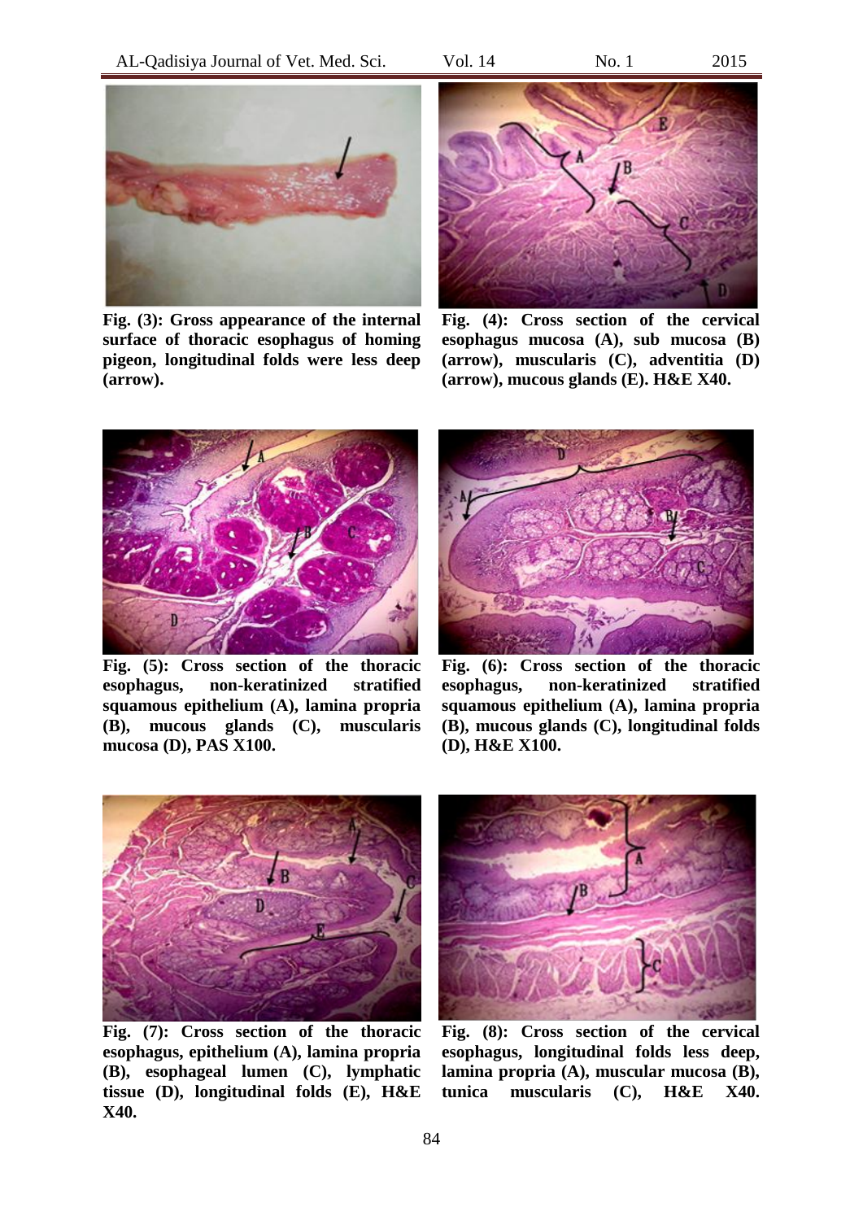**Fig. (3): Gross appearance of the internal surface of thoracic esophagus of homing pigeon, longitudinal folds were less deep (arrow).**

**Fig. (4): Cross section of the cervical esophagus mucosa (A), sub mucosa (B) (arrow), muscularis (C), adventitia (D) (arrow), mucous glands (E). H&E X40.**

**Fig. (5): Cross section of the thoracic esophagus, non-keratinized stratified squamous epithelium (A), lamina propria (B), mucous glands (C), muscularis mucosa (D), PAS X100.**

**Fig. (6): Cross section of the thoracic esophagus, non-keratinized stratified squamous epithelium (A), lamina propria (B), mucous glands (C), longitudinal folds (D), H&E X100.**

**Fig. (7): Cross section of the thoracic esophagus, epithelium (A), lamina propria (B), esophageal lumen (C), lymphatic tissue (D), longitudinal folds (E), H&E X40.**

**Fig. (8): Cross section of the cervical esophagus, longitudinal folds less deep, lamina propria (A), muscular mucosa (B), tunica muscularis (C), H&E X40.**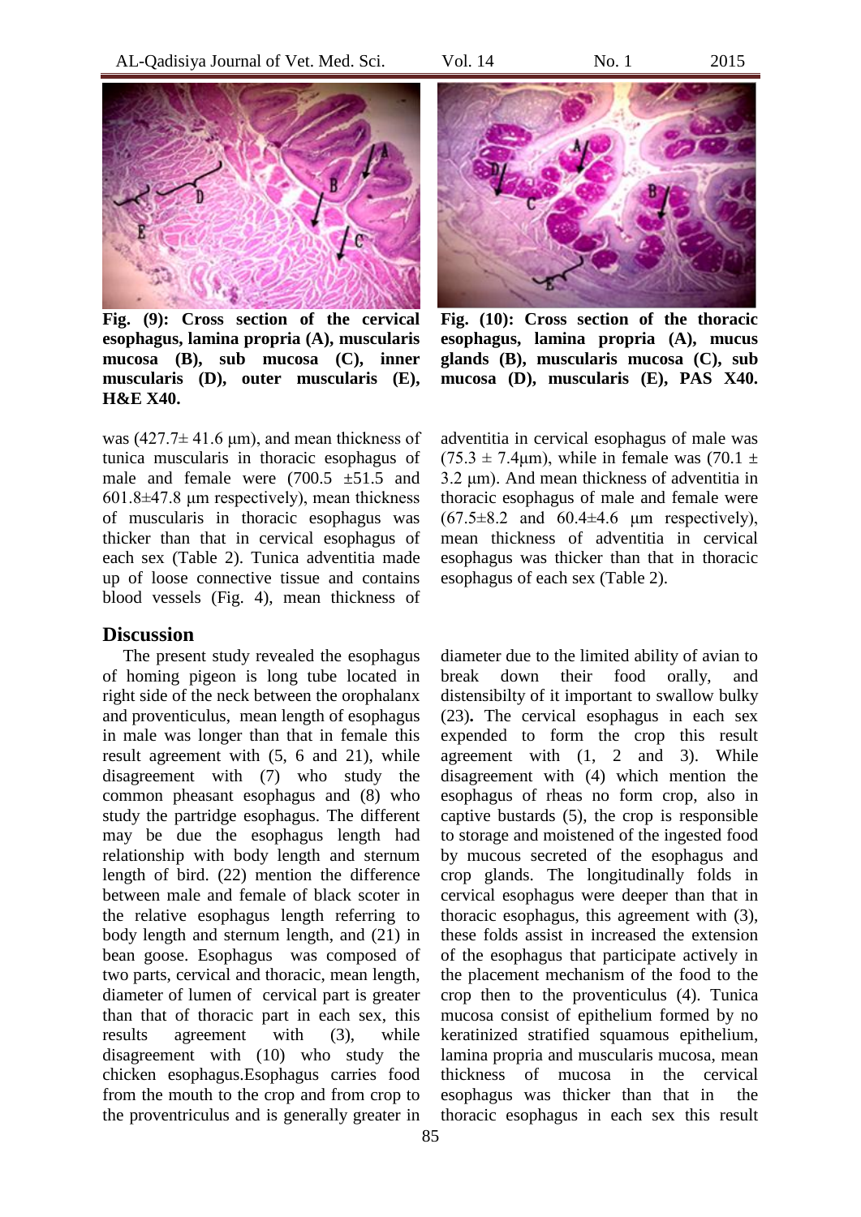Fig. (9): Cross section of the cervical esophagus, lamina propria (A), muscularis mucosa (B), sub mucosa (C), inner muscularis (D), outer muscularis (E), H&E X40.

Fig. (10): Cross section of the thoracic esophagus, lamina propria (A), mucus glands (B), muscularis mucosa (C), sub mucosa (D), muscularis (E), PAS X40.

was (427.7± 41.6 μm), and mean thickness of tunica muscularis in thoracic esophagus of male and female were (700.5 ±51.5 and 601.8±47.8 μm respectively), mean thickness of muscularis in thoracic esophagus was thicker than that in cervical esophagus of each sex (Table 2). Tunica adventitia made up of loose connective tissue and contains blood vessels (Fig. 4), mean thickness of adventitia in cervical esophagus of male was (75.3 ± 7.4μm), while in female was (70.1 ± 3.2 μm). And mean thickness of adventitia in thoracic esophagus of male and female were (67.5±8.2 and 60.4±4.6 μm respectively), mean thickness of adventitia in cervical esophagus was thicker than that in thoracic esophagus of each sex (Table 2).

## Discussion

The present study revealed the esophagus of homing pigeon is long tube located in right side of the neck between the orophalanx and proventiculus, mean length of esophagus in male was longer than that in female this result agreement with (5, 6 and 21), while disagreement with (7) who study the common pheasant esophagus and (8) who study the partridge esophagus. The different may be due the esophagus length had relationship with body length and sternum length of bird. (22) mention the difference between male and female of black scoter in the relative esophagus length referring to body length and sternum length, and (21) in bean goose. Esophagus was composed of two parts, cervical and thoracic, mean length, diameter of lumen of cervical part is greater than that of thoracic part in each sex, this results agreement with (3), while disagreement with (10) who study the chicken esophagus.Esophagus carries food from the mouth to the crop and from crop to the proventriculus and is generally greater in diameter due to the limited ability of avian to break down their food orally, and distensibilty of it important to swallow bulky (23). The cervical esophagus in each sex expended to form the crop this result agreement with (1, 2 and 3). While disagreement with (4) which mention the esophagus of rheas no form crop, also in captive bustards (5), the crop is responsible to storage and moistened of the ingested food by mucous secreted of the esophagus and crop glands. The longitudinally folds in cervical esophagus were deeper than that in thoracic esophagus, this agreement with (3), these folds assist in increased the extension of the esophagus that participate actively in the placement mechanism of the food to the crop then to the proventiculus (4). Tunica mucosa consist of epithelium formed by no keratinized stratified squamous epithelium, lamina propria and muscularis mucosa, mean thickness of mucosa in the cervical esophagus was thicker than that in the thoracic esophagus in each sex this result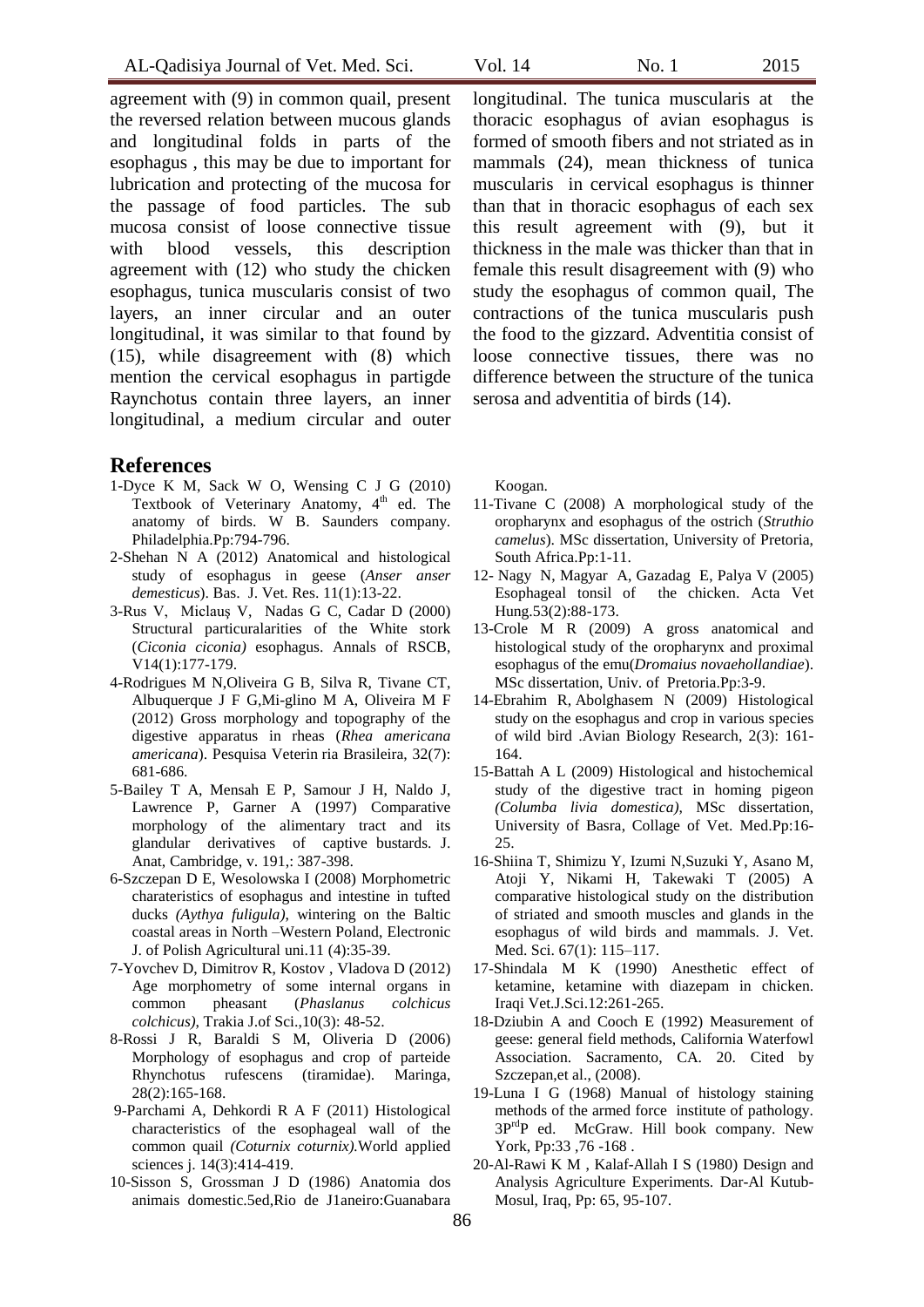agreement with (9) in common quail, present the reversed relation between mucous glands and longitudinal folds in parts of the esophagus , this may be due to important for lubrication and protecting of the mucosa for the passage of food particles. The sub mucosa consist of loose connective tissue with blood vessels, this description agreement with (12) who study the chicken esophagus, tunica muscularis consist of two layers, an inner circular and an outer longitudinal, it was similar to that found by (15), while disagreement with (8) which mention the cervical esophagus in partigde Raynchotus contain three layers, an inner longitudinal, a medium circular and outer longitudinal. The tunica muscularis at the thoracic esophagus of avian esophagus is formed of smooth fibers and not striated as in mammals (24), mean thickness of tunica muscularis in cervical esophagus is thinner than that in thoracic esophagus of each sex this result agreement with (9), but it thickness in the male was thicker than that in female this result disagreement with (9) who study the esophagus of common quail, The contractions of the tunica muscularis push the food to the gizzard. Adventitia consist of loose connective tissues, there was no difference between the structure of the tunica serosa and adventitia of birds (14).

## References

1-Dyce K M, Sack W O, Wensing C J G (2010) Textbook of Veterinary Anatomy, 4th ed. The anatomy of birds. W B. Saunders company. Philadelphia.Pp:794-796.

2-Shehan N A (2012) Anatomical and histological study of esophagus in geese (*Anser anser demesticus*). Bas. J. Vet. Res. 11(1):13-22.

3-Rus V, Miclauş V, Nadas G C, Cadar D (2000) Structural particuralarities of the White stork (*Ciconia ciconia)* esophagus. Annals of RSCB, V14(1):177-179.

4-Rodrigues M N,Oliveira G B, Silva R, Tivane CT, Albuquerque J F G,Mi-glino M A, Oliveira M F (2012) Gross morphology and topography of the digestive apparatus in rheas (*Rhea americana americana*). Pesquisa Veterin ria Brasileira, 32(7): 681-686.

5-Bailey T A, Mensah E P, Samour J H, Naldo J, Lawrence P, Garner A (1997) Comparative morphology of the alimentary tract and its glandular derivatives of captive bustards. J. Anat, Cambridge, v. 191,: 387-398.

6-Szczepan D E, Wesolowska I (2008) Morphometric charateristics of esophagus and intestine in tufted ducks *(Aythya fuligula)*, wintering on the Baltic coastal areas in North –Western Poland, Electronic J. of Polish Agricultural uni.11 (4):35-39.

7-Yovchev D, Dimitrov R, Kostov , Vladova D (2012) Age morphometry of some internal organs in common pheasant (*Phaslanus colchicus colchicus)*, Trakia J.of Sci.,10(3): 48-52.

8-Rossi J R, Baraldi S M, Oliveria D (2006) Morphology of esophagus and crop of parteide Rhynchotus rufescens (tiramidae). Maringa, 28(2):165-168.

9-Parchami A, Dehkordi R A F (2011) Histological characteristics of the esophageal wall of the common quail *(Coturnix coturnix)*.World applied sciences j. 14(3):414-419.

10-Sisson S, Grossman J D (1986) Anatomia dos animais domestic.5ed,Rio de J1aneiro:Guanabara Koogan.

11-Tivane C (2008) A morphological study of the oropharynx and esophagus of the ostrich (*Struthio camelus*). MSc dissertation, University of Pretoria, South Africa.Pp:1-11.

12- Nagy N, Magyar A, Gazadag E, Palya V (2005) Esophageal tonsil of the chicken. Acta Vet Hung.53(2):88-173.

13-Crole M R (2009) A gross anatomical and histological study of the oropharynx and proximal esophagus of the emu(*Dromaius novaehollandiae*). MSc dissertation, Univ. of Pretoria.Pp:3-9.

14-Ebrahim R, Abolghasem N (2009) Histological study on the esophagus and crop in various species of wild bird .Avian Biology Research, 2(3): 161-164.

15-Battah A L (2009) Histological and histochemical study of the digestive tract in homing pigeon *(Columba livia domestica)*, MSc dissertation, University of Basra, Collage of Vet. Med.Pp:16-25.

16-Shiina T, Shimizu Y, Izumi N,Suzuki Y, Asano M, Atoji Y, Nikami H, Takewaki T (2005) A comparative histological study on the distribution of striated and smooth muscles and glands in the esophagus of wild birds and mammals. J. Vet. Med. Sci. 67(1): 115–117.

17-Shindala M K (1990) Anesthetic effect of ketamine, ketamine with diazepam in chicken. Iraqi Vet.J.Sci.12:261-265.

18-Dziubin A and Cooch E (1992) Measurement of geese: general field methods, California Waterfowl Association. Sacramento, CA. 20. Cited by Szczepan,et al., (2008).

19-Luna I G (1968) Manual of histology staining methods of the armed force institute of pathology. 3P[rd]P ed. McGraw. Hill book company. New York, Pp:33 ,76 -168 .

20-Al-Rawi K M , Kalaf-Allah I S (1980) Design and Analysis Agriculture Experiments. Dar-Al Kutub-Mosul, Iraq, Pp: 65, 95-107.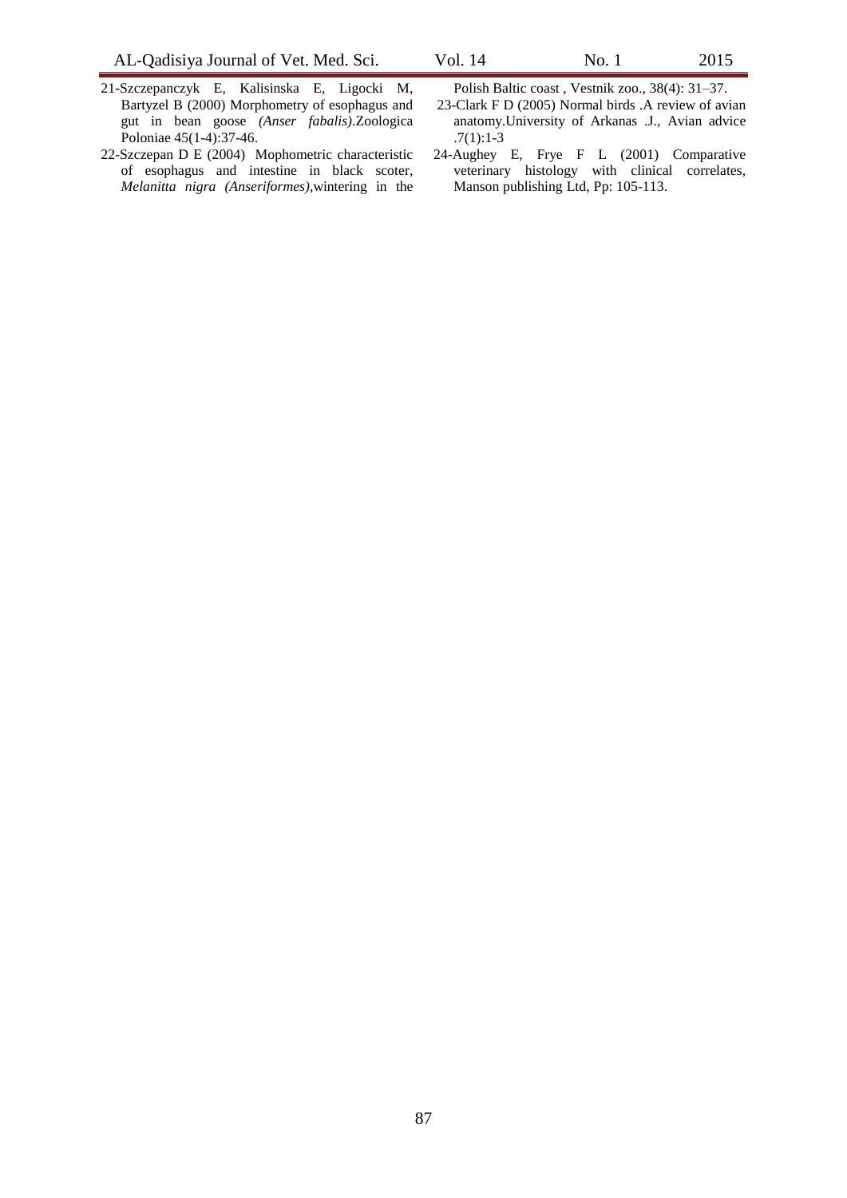21-Szczepanczyk E, Kalisinska E, Ligocki M, Bartyzel B (2000) Morphometry of esophagus and gut in bean goose *(Anser fabalis)*.Zoologica Poloniae 45(1-4):37-46.

22-Szczepan D E (2004) Mophometric characteristic of esophagus and intestine in black scoter, *Melanitta nigra (Anseriformes)*,wintering in the Polish Baltic coast , Vestnik zoo., 38(4): 31–37.

23-Clark F D (2005) Normal birds .A review of avian anatomy.University of Arkanas .J., Avian advice .7(1):1-3

24-Aughey E, Frye F L (2001) Comparative veterinary histology with clinical correlates, Manson publishing Ltd, Pp: 105-113.